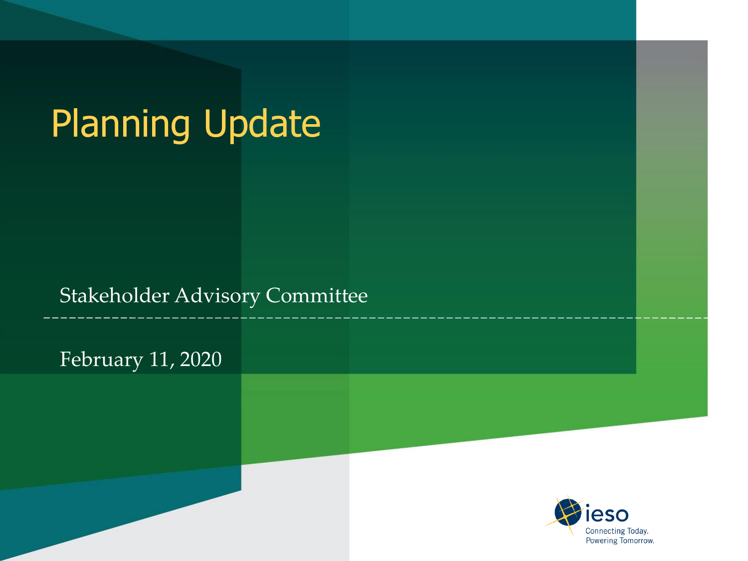# Planning Update

Stakeholder Advisory Committee

February 11, 2020

ieso

Connecting Today.
Powering Tomorrow.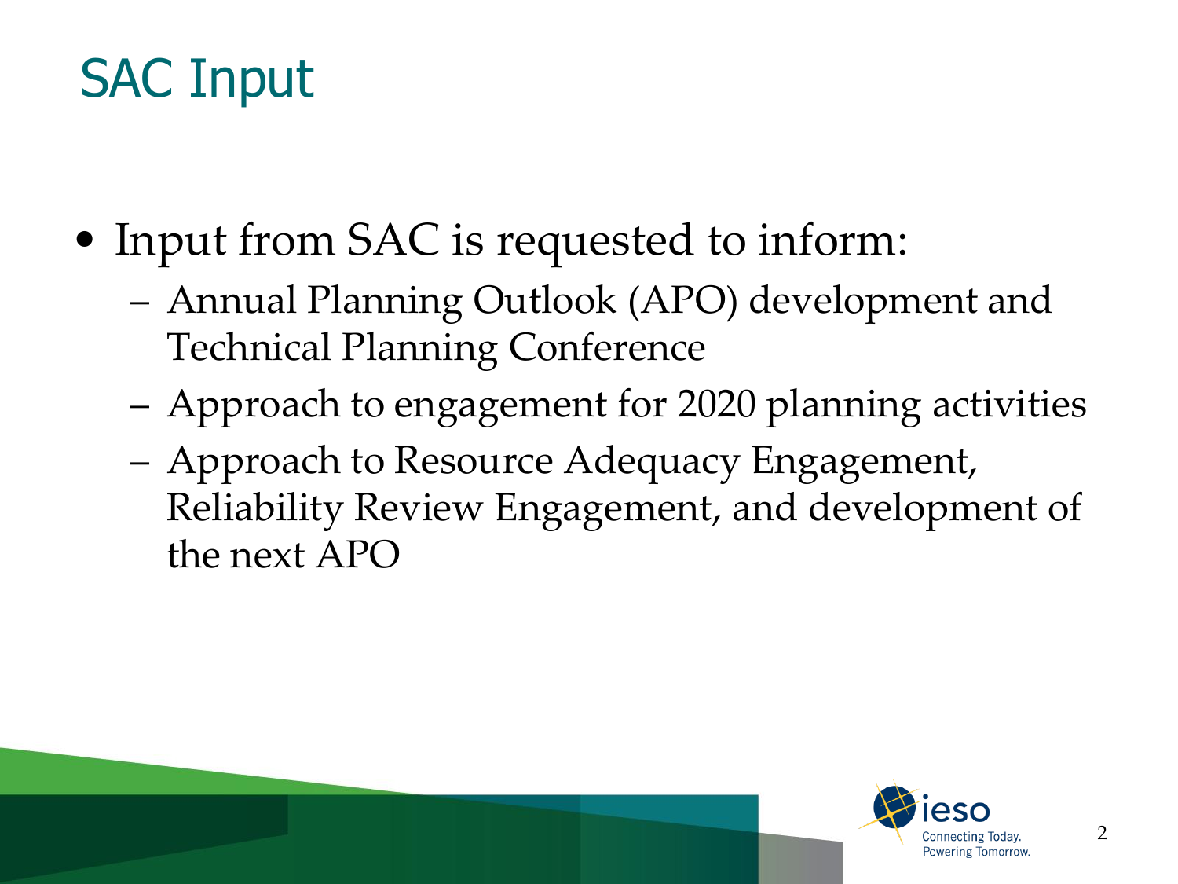# SAC Input

- Input from SAC is requested to inform:
  - Annual Planning Outlook (APO) development and Technical Planning Conference
  - Approach to engagement for 2020 planning activities
  - Approach to Resource Adequacy Engagement, Reliability Review Engagement, and development of the next APO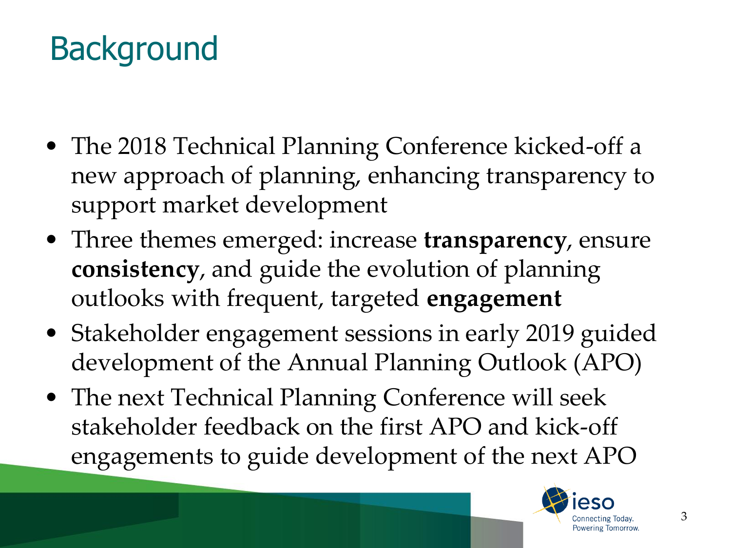# Background

- The 2018 Technical Planning Conference kicked-off a new approach of planning, enhancing transparency to support market development
- Three themes emerged: increase **transparency**, ensure **consistency**, and guide the evolution of planning outlooks with frequent, targeted **engagement**
- Stakeholder engagement sessions in early 2019 guided development of the Annual Planning Outlook (APO)
- The next Technical Planning Conference will seek stakeholder feedback on the first APO and kick-off engagements to guide development of the next APO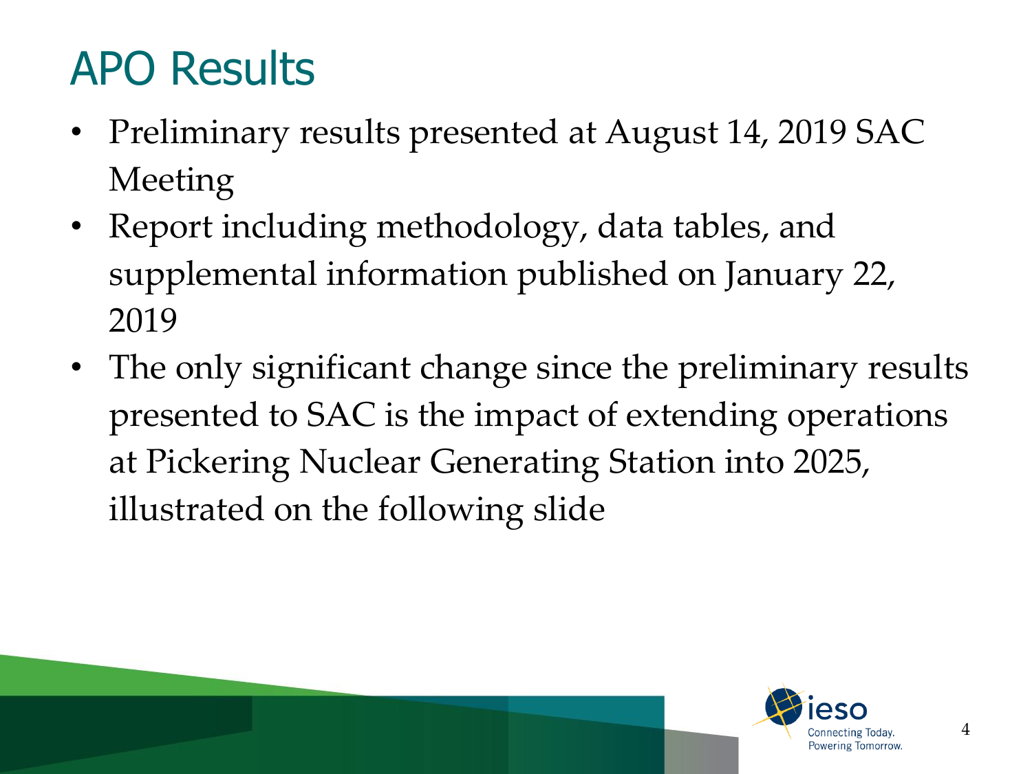# APO Results

- Preliminary results presented at August 14, 2019 SAC Meeting
- Report including methodology, data tables, and supplemental information published on January 22, 2019
- The only significant change since the preliminary results presented to SAC is the impact of extending operations at Pickering Nuclear Generating Station into 2025, illustrated on the following slide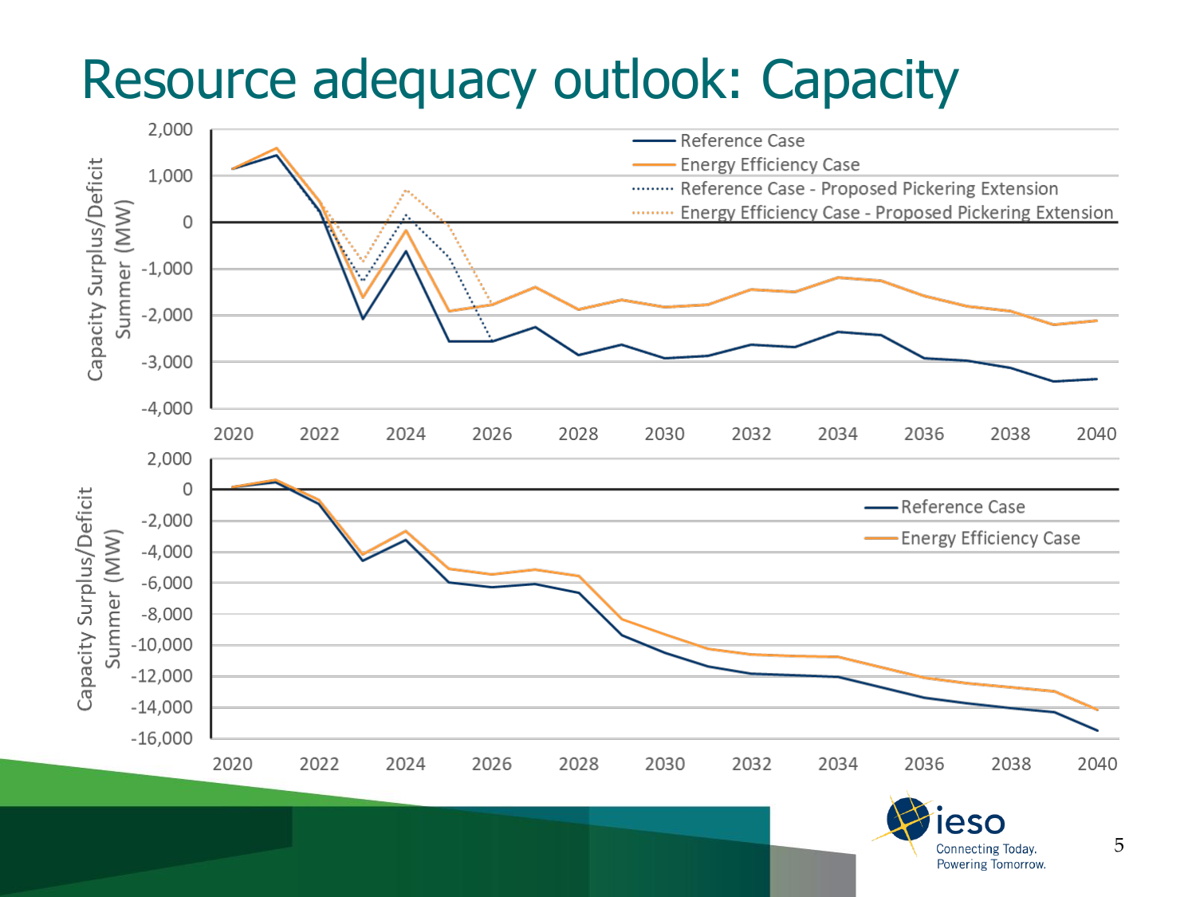# Resource adequacy outlook: Capacity

Capacity Surplus/Deficit Summer (MW)

- Reference Case
- Energy Efficiency Case
- Reference Case - Proposed Pickering Extension
- Energy Efficiency Case - Proposed Pickering Extension

Capacity Surplus/Deficit Summer (MW)

- Reference Case
- Energy Efficiency Case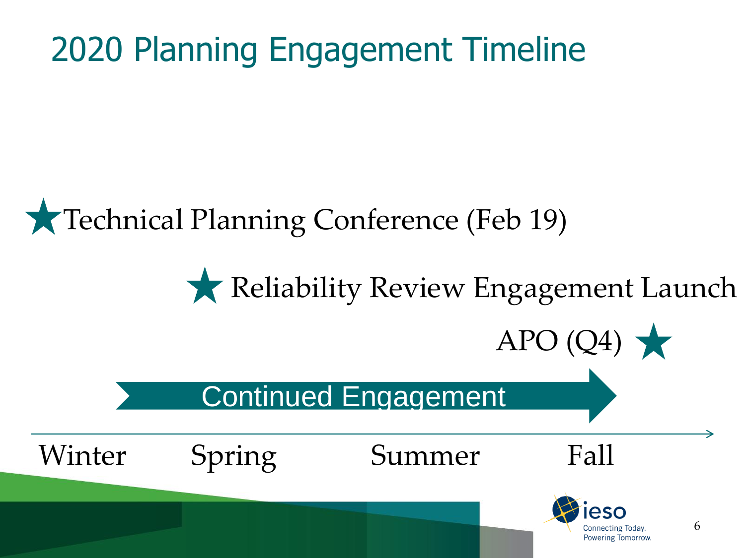# 2020 Planning Engagement Timeline

★ Technical Planning Conference (Feb 19)

★ Reliability Review Engagement Launch

APO (Q4) ★

Continued Engagement

Winter Spring Summer Fall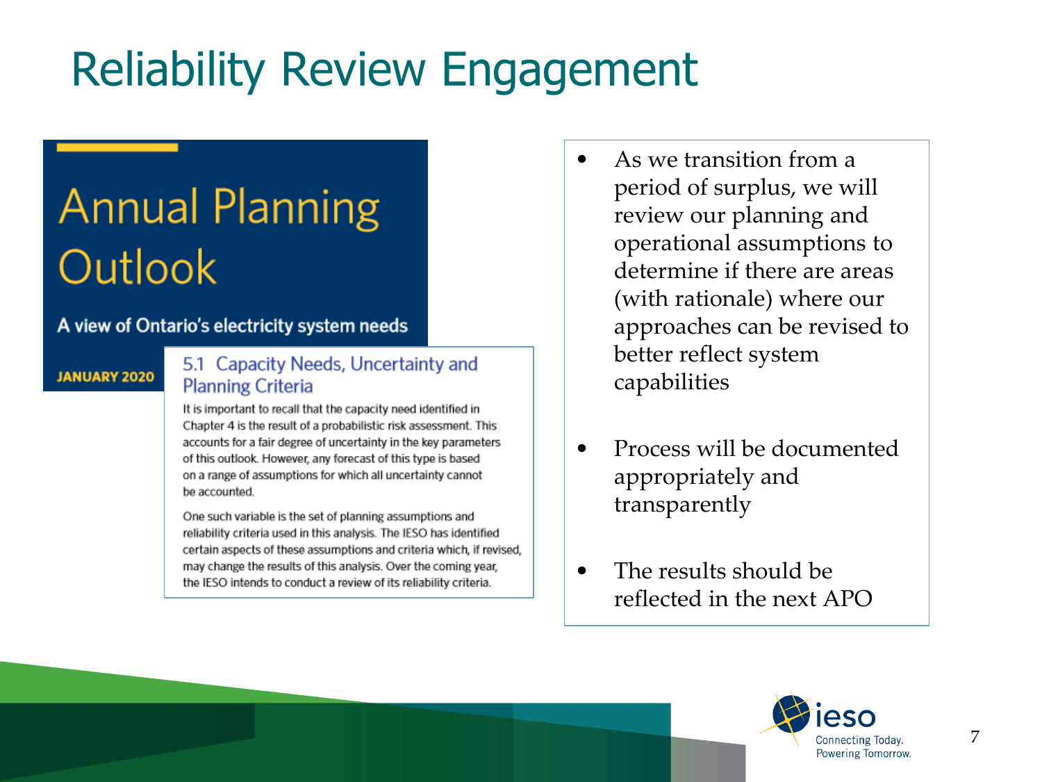# Reliability Review Engagement

## Annual Planning Outlook

A view of Ontario's electricity system needs

**JANUARY 2020**

### 5.1 Capacity Needs, Uncertainty and Planning Criteria

It is important to recall that the capacity need identified in Chapter 4 is the result of a probabilistic risk assessment. This accounts for a fair degree of uncertainty in the key parameters of this outlook. However, any forecast of this type is based on a range of assumptions for which all uncertainty cannot be accounted.

One such variable is the set of planning assumptions and reliability criteria used in this analysis. The IESO has identified certain aspects of these assumptions and criteria which, if revised, may change the results of this analysis. Over the coming year, the IESO intends to conduct a review of its reliability criteria.

- As we transition from a period of surplus, we will review our planning and operational assumptions to determine if there are areas (with rationale) where our approaches can be revised to better reflect system capabilities
- Process will be documented appropriately and transparently
- The results should be reflected in the next APO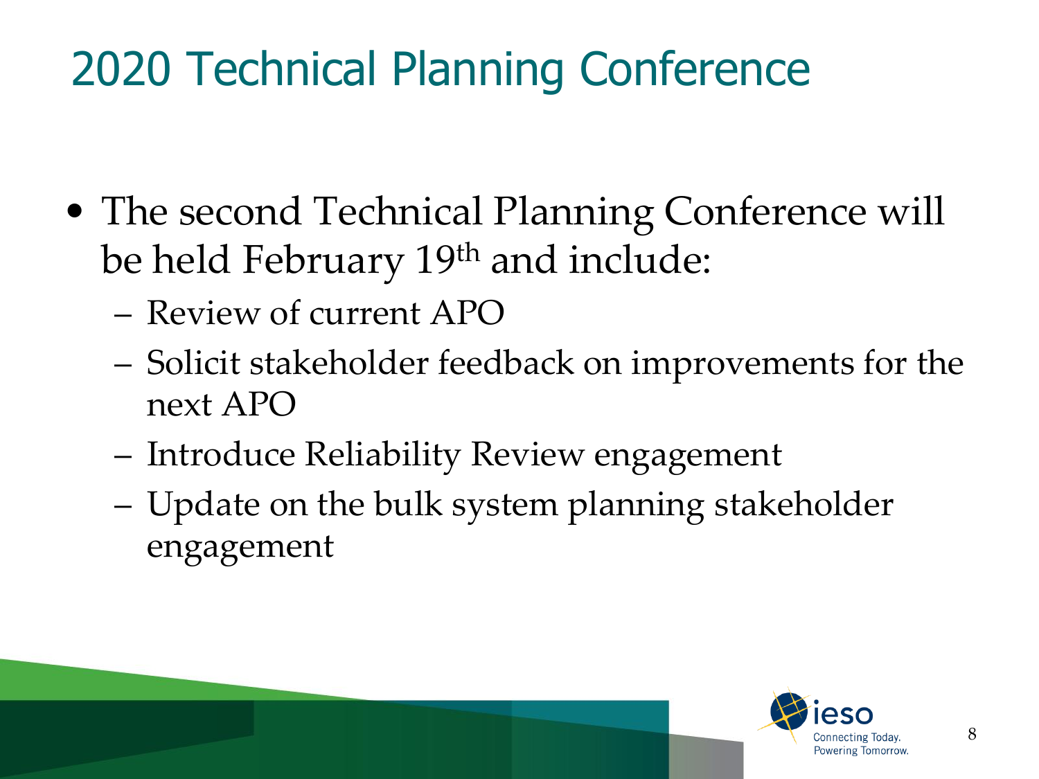# 2020 Technical Planning Conference

- The second Technical Planning Conference will be held February 19th and include:
  - Review of current APO
  - Solicit stakeholder feedback on improvements for the next APO
  - Introduce Reliability Review engagement
  - Update on the bulk system planning stakeholder engagement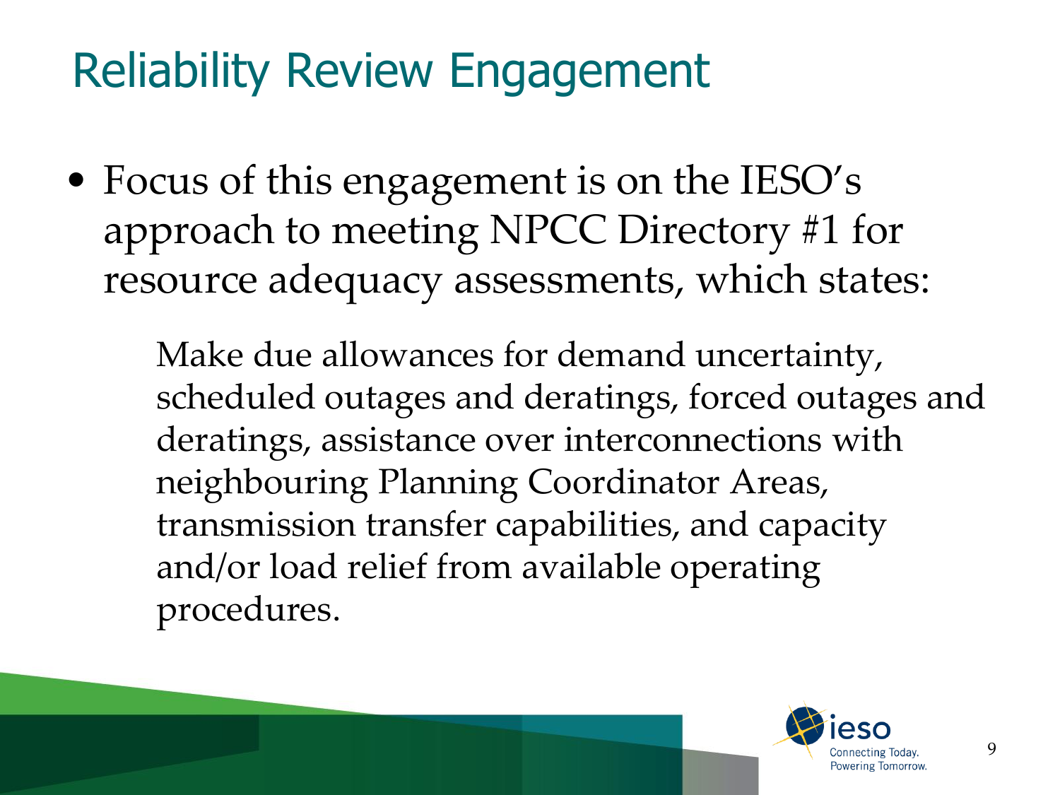# Reliability Review Engagement

- Focus of this engagement is on the IESO's approach to meeting NPCC Directory #1 for resource adequacy assessments, which states:

    > Make due allowances for demand uncertainty, scheduled outages and deratings, forced outages and deratings, assistance over interconnections with neighbouring Planning Coordinator Areas, transmission transfer capabilities, and capacity and/or load relief from available operating procedures.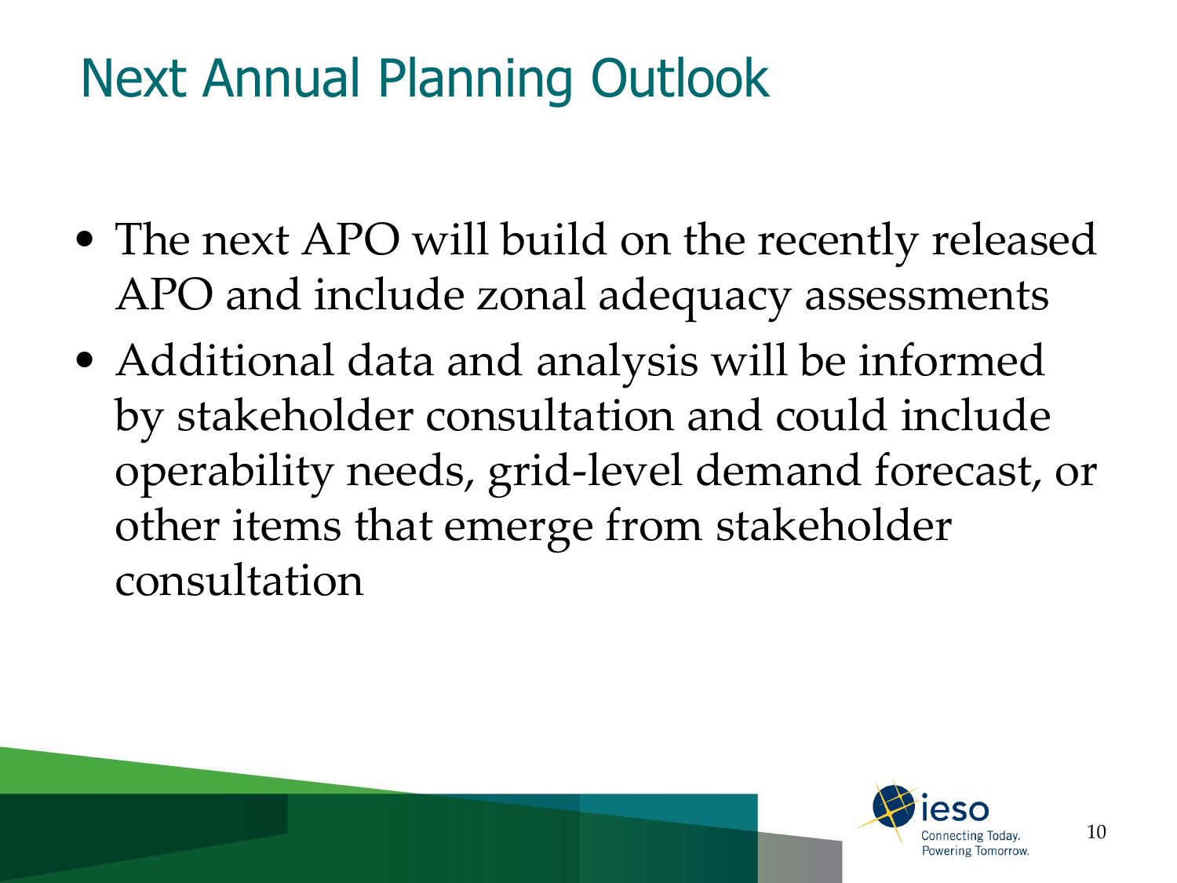# Next Annual Planning Outlook

- The next APO will build on the recently released APO and include zonal adequacy assessments
- Additional data and analysis will be informed by stakeholder consultation and could include operability needs, grid-level demand forecast, or other items that emerge from stakeholder consultation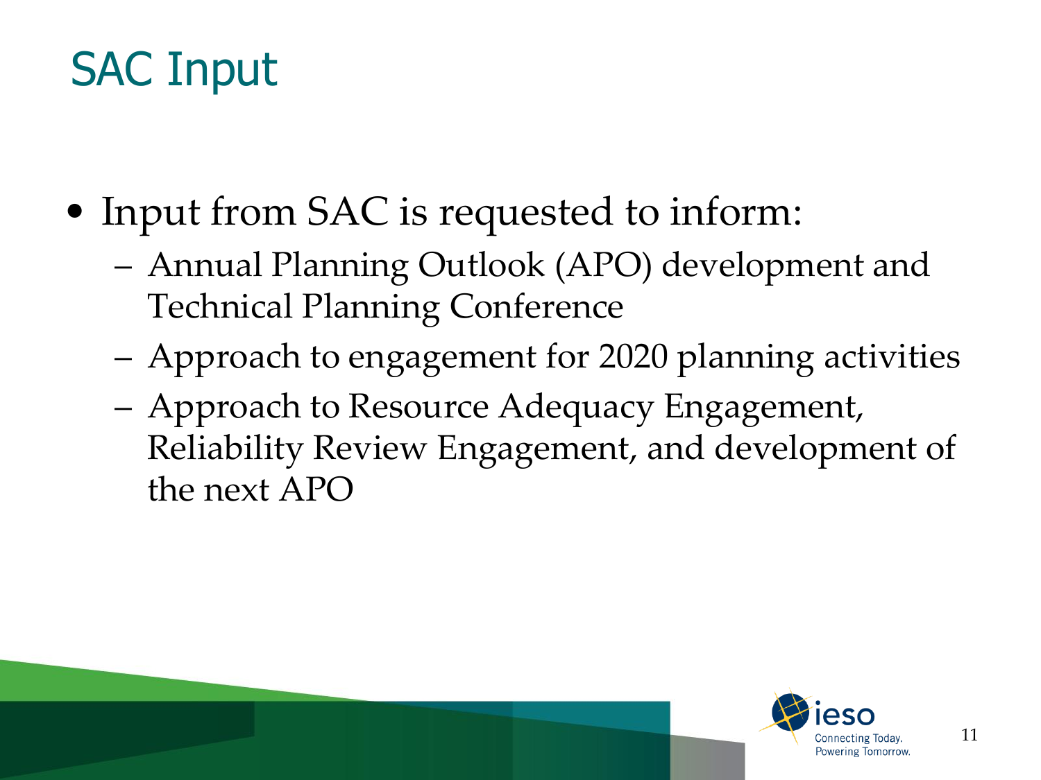# SAC Input

- Input from SAC is requested to inform:
  - Annual Planning Outlook (APO) development and Technical Planning Conference
  - Approach to engagement for 2020 planning activities
  - Approach to Resource Adequacy Engagement, Reliability Review Engagement, and development of the next APO